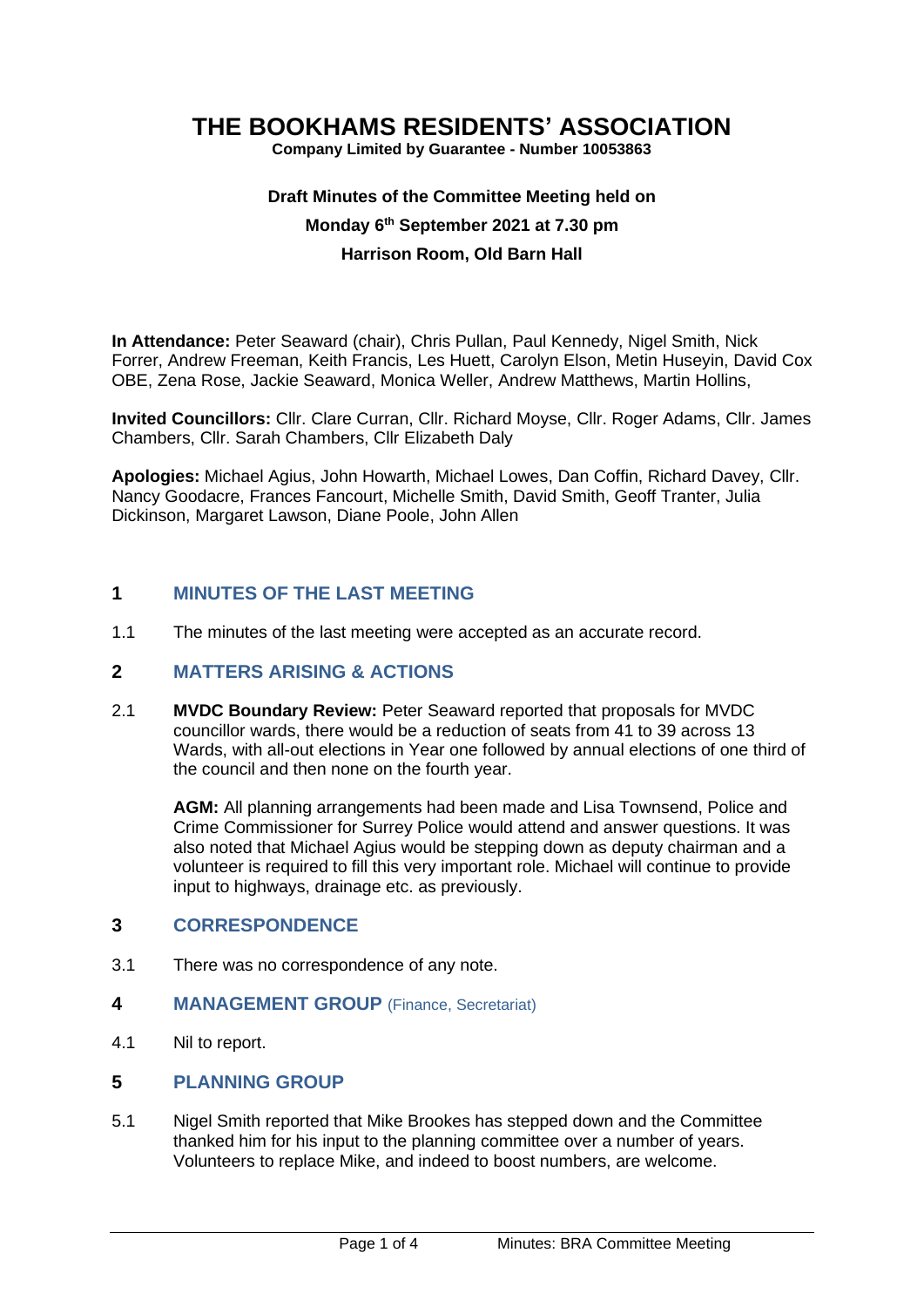# THE BOOKHAMS RESIDENTS' ASSOCIATION

**Company Limited by Guarantee - Number 10053863**

**Draft Minutes of the Committee Meeting held on**

**Monday 6th September 2021 at 7.30 pm**

**Harrison Room, Old Barn Hall**

**In Attendance:** Peter Seaward (chair), Chris Pullan, Paul Kennedy, Nigel Smith, Nick Forrer, Andrew Freeman, Keith Francis, Les Huett, Carolyn Elson, Metin Huseyin, David Cox OBE, Zena Rose, Jackie Seaward, Monica Weller, Andrew Matthews, Martin Hollins,

**Invited Councillors:** Cllr. Clare Curran, Cllr. Richard Moyse, Cllr. Roger Adams, Cllr. James Chambers, Cllr. Sarah Chambers, Cllr Elizabeth Daly

**Apologies:** Michael Agius, John Howarth, Michael Lowes, Dan Coffin, Richard Davey, Cllr. Nancy Goodacre, Frances Fancourt, Michelle Smith, David Smith, Geoff Tranter, Julia Dickinson, Margaret Lawson, Diane Poole, John Allen

## 1 MINUTES OF THE LAST MEETING

1.1 The minutes of the last meeting were accepted as an accurate record.

## 2 MATTERS ARISING & ACTIONS

2.1 **MVDC Boundary Review:** Peter Seaward reported that proposals for MVDC councillor wards, there would be a reduction of seats from 41 to 39 across 13 Wards, with all-out elections in Year one followed by annual elections of one third of the council and then none on the fourth year.

**AGM:** All planning arrangements had been made and Lisa Townsend, Police and Crime Commissioner for Surrey Police would attend and answer questions. It was also noted that Michael Agius would be stepping down as deputy chairman and a volunteer is required to fill this very important role. Michael will continue to provide input to highways, drainage etc. as previously.

## 3 CORRESPONDENCE

3.1 There was no correspondence of any note.

## 4 MANAGEMENT GROUP (Finance, Secretariat)

4.1 Nil to report.

## 5 PLANNING GROUP

5.1 Nigel Smith reported that Mike Brookes has stepped down and the Committee thanked him for his input to the planning committee over a number of years. Volunteers to replace Mike, and indeed to boost numbers, are welcome.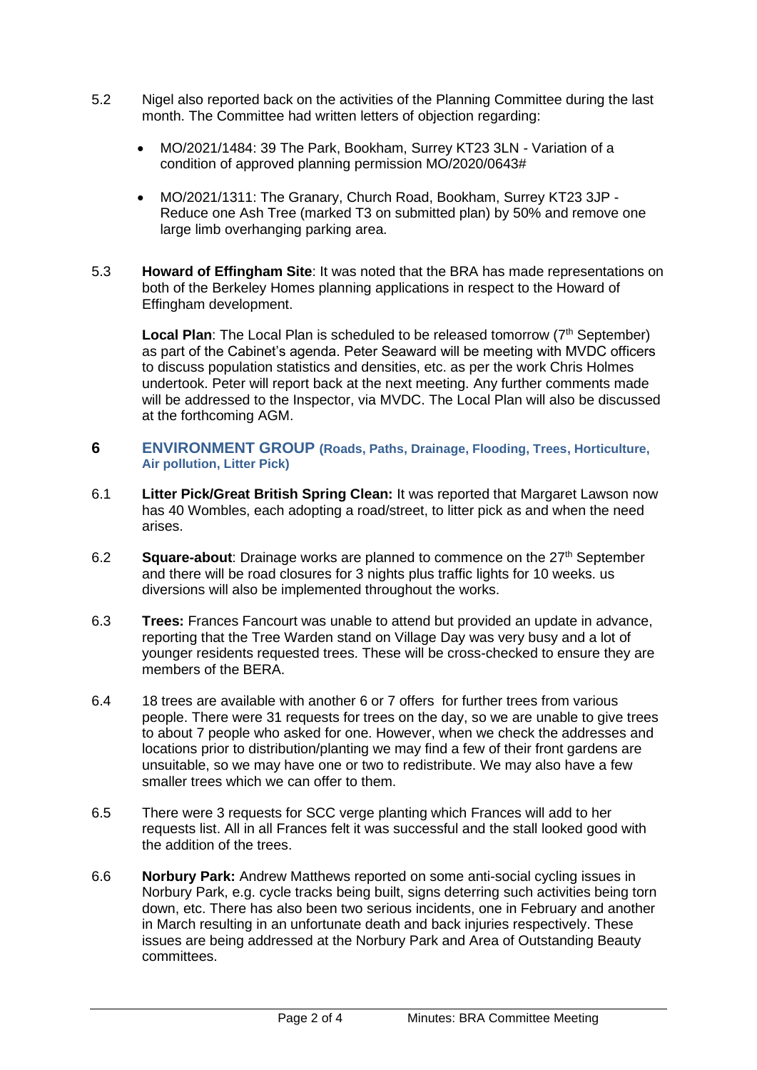5.2 Nigel also reported back on the activities of the Planning Committee during the last month. The Committee had written letters of objection regarding:

- MO/2021/1484: 39 The Park, Bookham, Surrey KT23 3LN - Variation of a condition of approved planning permission MO/2020/0643#
- MO/2021/1311: The Granary, Church Road, Bookham, Surrey KT23 3JP - Reduce one Ash Tree (marked T3 on submitted plan) by 50% and remove one large limb overhanging parking area.

5.3 **Howard of Effingham Site**: It was noted that the BRA has made representations on both of the Berkeley Homes planning applications in respect to the Howard of Effingham development.

**Local Plan**: The Local Plan is scheduled to be released tomorrow (7th September) as part of the Cabinet's agenda. Peter Seaward will be meeting with MVDC officers to discuss population statistics and densities, etc. as per the work Chris Holmes undertook. Peter will report back at the next meeting. Any further comments made will be addressed to the Inspector, via MVDC. The Local Plan will also be discussed at the forthcoming AGM.

## 6 ENVIRONMENT GROUP (Roads, Paths, Drainage, Flooding, Trees, Horticulture, Air pollution, Litter Pick)

6.1 **Litter Pick/Great British Spring Clean:** It was reported that Margaret Lawson now has 40 Wombles, each adopting a road/street, to litter pick as and when the need arises.

6.2 **Square-about**: Drainage works are planned to commence on the 27th September and there will be road closures for 3 nights plus traffic lights for 10 weeks. us diversions will also be implemented throughout the works.

6.3 **Trees:** Frances Fancourt was unable to attend but provided an update in advance, reporting that the Tree Warden stand on Village Day was very busy and a lot of younger residents requested trees. These will be cross-checked to ensure they are members of the BERA.

6.4 18 trees are available with another 6 or 7 offers for further trees from various people. There were 31 requests for trees on the day, so we are unable to give trees to about 7 people who asked for one. However, when we check the addresses and locations prior to distribution/planting we may find a few of their front gardens are unsuitable, so we may have one or two to redistribute. We may also have a few smaller trees which we can offer to them.

6.5 There were 3 requests for SCC verge planting which Frances will add to her requests list. All in all Frances felt it was successful and the stall looked good with the addition of the trees.

6.6 **Norbury Park:** Andrew Matthews reported on some anti-social cycling issues in Norbury Park, e.g. cycle tracks being built, signs deterring such activities being torn down, etc. There has also been two serious incidents, one in February and another in March resulting in an unfortunate death and back injuries respectively. These issues are being addressed at the Norbury Park and Area of Outstanding Beauty committees.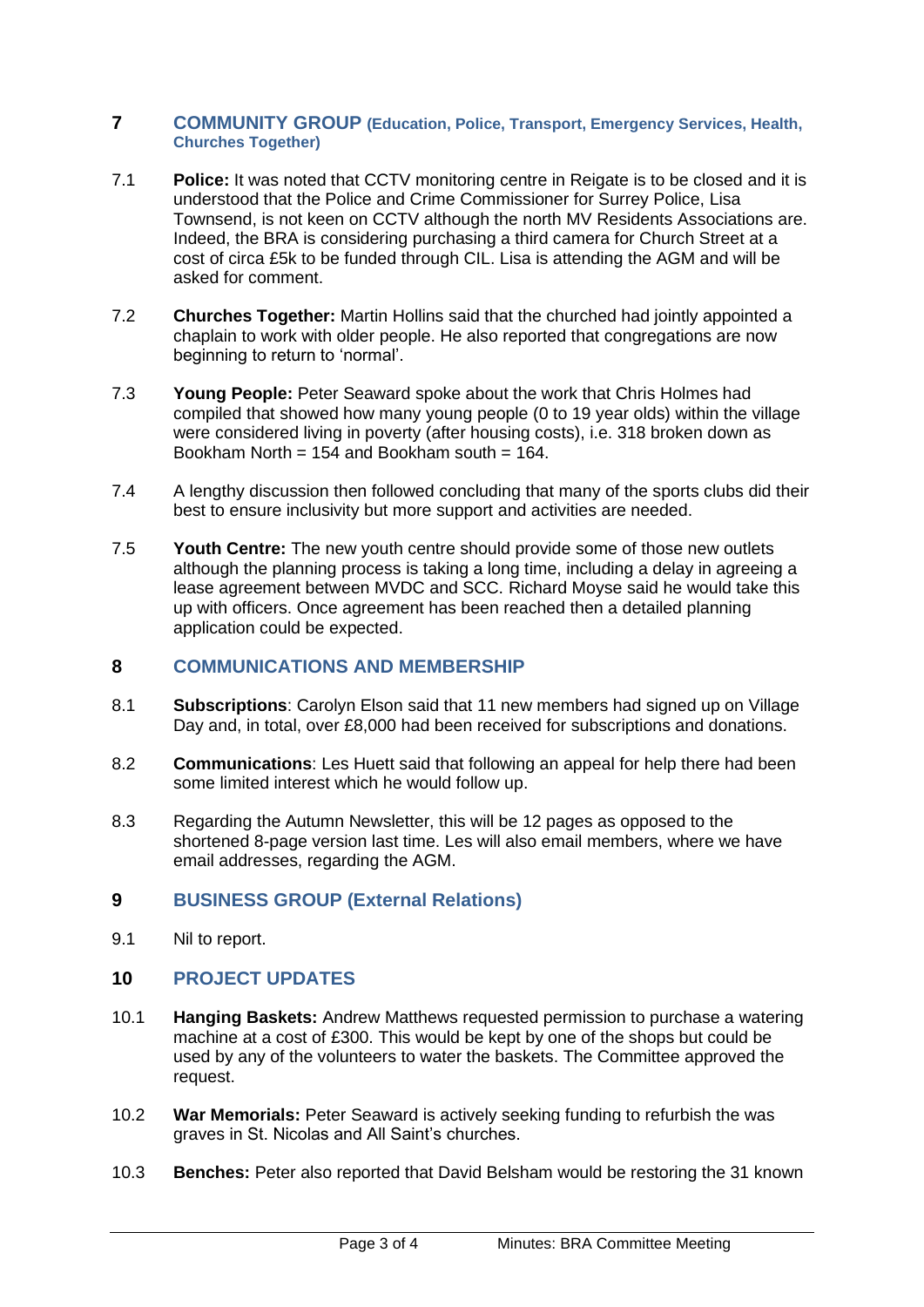## 7 COMMUNITY GROUP (Education, Police, Transport, Emergency Services, Health, Churches Together)

7.1 **Police:** It was noted that CCTV monitoring centre in Reigate is to be closed and it is understood that the Police and Crime Commissioner for Surrey Police, Lisa Townsend, is not keen on CCTV although the north MV Residents Associations are. Indeed, the BRA is considering purchasing a third camera for Church Street at a cost of circa £5k to be funded through CIL. Lisa is attending the AGM and will be asked for comment.

7.2 **Churches Together:** Martin Hollins said that the churched had jointly appointed a chaplain to work with older people. He also reported that congregations are now beginning to return to 'normal'.

7.3 **Young People:** Peter Seaward spoke about the work that Chris Holmes had compiled that showed how many young people (0 to 19 year olds) within the village were considered living in poverty (after housing costs), i.e. 318 broken down as Bookham North = 154 and Bookham south = 164.

7.4 A lengthy discussion then followed concluding that many of the sports clubs did their best to ensure inclusivity but more support and activities are needed.

7.5 **Youth Centre:** The new youth centre should provide some of those new outlets although the planning process is taking a long time, including a delay in agreeing a lease agreement between MVDC and SCC. Richard Moyse said he would take this up with officers. Once agreement has been reached then a detailed planning application could be expected.

## 8 COMMUNICATIONS AND MEMBERSHIP

8.1 **Subscriptions**: Carolyn Elson said that 11 new members had signed up on Village Day and, in total, over £8,000 had been received for subscriptions and donations.

8.2 **Communications**: Les Huett said that following an appeal for help there had been some limited interest which he would follow up.

8.3 Regarding the Autumn Newsletter, this will be 12 pages as opposed to the shortened 8-page version last time. Les will also email members, where we have email addresses, regarding the AGM.

## 9 BUSINESS GROUP (External Relations)

9.1 Nil to report.

## 10 PROJECT UPDATES

10.1 **Hanging Baskets:** Andrew Matthews requested permission to purchase a watering machine at a cost of £300. This would be kept by one of the shops but could be used by any of the volunteers to water the baskets. The Committee approved the request.

10.2 **War Memorials:** Peter Seaward is actively seeking funding to refurbish the was graves in St. Nicolas and All Saint's churches.

10.3 **Benches:** Peter also reported that David Belsham would be restoring the 31 known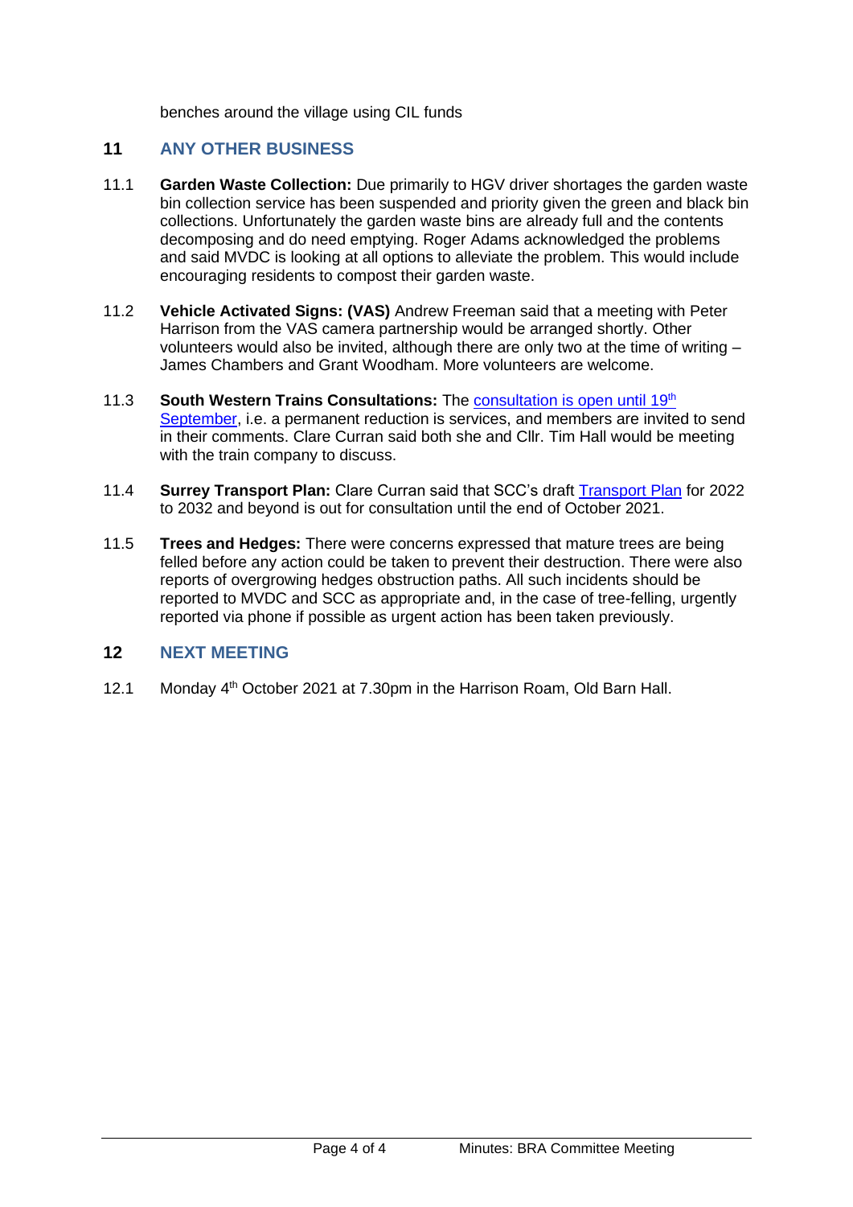benches around the village using CIL funds

## 11 ANY OTHER BUSINESS

11.1 **Garden Waste Collection:** Due primarily to HGV driver shortages the garden waste bin collection service has been suspended and priority given the green and black bin collections. Unfortunately the garden waste bins are already full and the contents decomposing and do need emptying. Roger Adams acknowledged the problems and said MVDC is looking at all options to alleviate the problem. This would include encouraging residents to compost their garden waste.

11.2 **Vehicle Activated Signs: (VAS)** Andrew Freeman said that a meeting with Peter Harrison from the VAS camera partnership would be arranged shortly. Other volunteers would also be invited, although there are only two at the time of writing – James Chambers and Grant Woodham. More volunteers are welcome.

11.3 **South Western Trains Consultations:** The consultation is open until 19th September, i.e. a permanent reduction is services, and members are invited to send in their comments. Clare Curran said both she and Cllr. Tim Hall would be meeting with the train company to discuss.

11.4 **Surrey Transport Plan:** Clare Curran said that SCC's draft Transport Plan for 2022 to 2032 and beyond is out for consultation until the end of October 2021.

11.5 **Trees and Hedges:** There were concerns expressed that mature trees are being felled before any action could be taken to prevent their destruction. There were also reports of overgrowing hedges obstruction paths. All such incidents should be reported to MVDC and SCC as appropriate and, in the case of tree-felling, urgently reported via phone if possible as urgent action has been taken previously.

## 12 NEXT MEETING

12.1 Monday 4th October 2021 at 7.30pm in the Harrison Roam, Old Barn Hall.